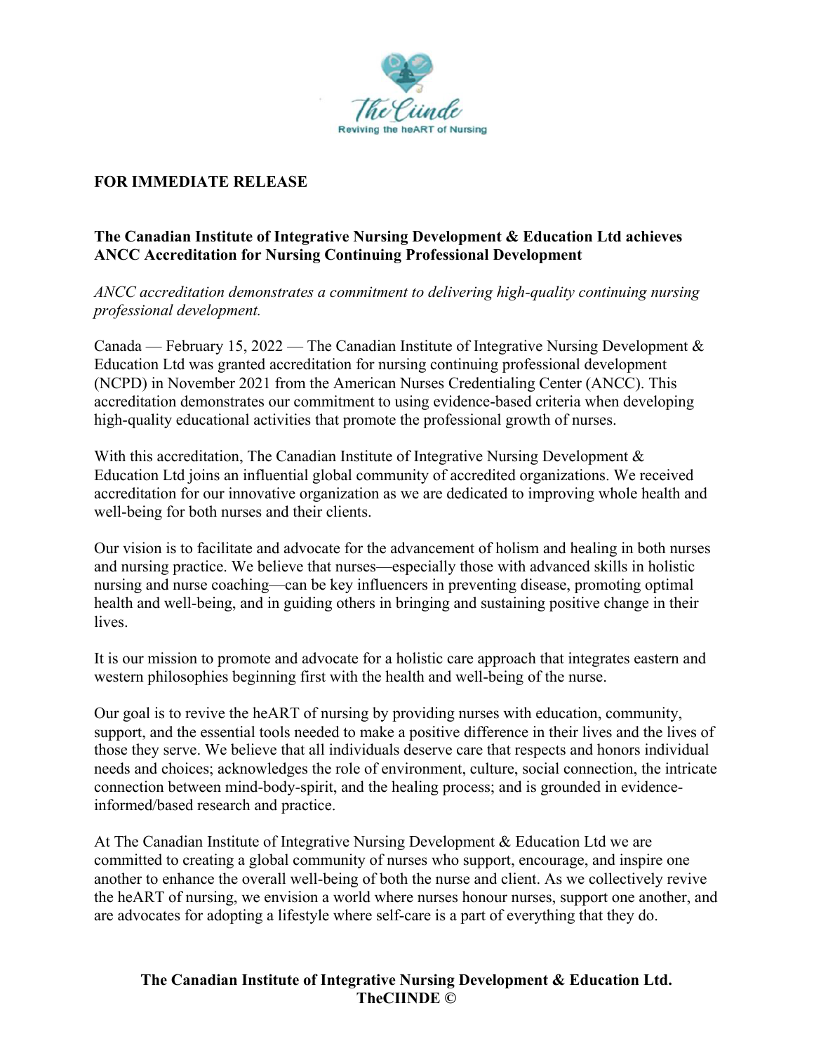The Ciinde
Reviving the heART of Nursing

**FOR IMMEDIATE RELEASE**

**The Canadian Institute of Integrative Nursing Development & Education Ltd achieves ANCC Accreditation for Nursing Continuing Professional Development**

*ANCC accreditation demonstrates a commitment to delivering high-quality continuing nursing professional development.*

Canada — February 15, 2022 — The Canadian Institute of Integrative Nursing Development & Education Ltd was granted accreditation for nursing continuing professional development (NCPD) in November 2021 from the American Nurses Credentialing Center (ANCC). This accreditation demonstrates our commitment to using evidence-based criteria when developing high-quality educational activities that promote the professional growth of nurses.

With this accreditation, The Canadian Institute of Integrative Nursing Development & Education Ltd joins an influential global community of accredited organizations. We received accreditation for our innovative organization as we are dedicated to improving whole health and well-being for both nurses and their clients.

Our vision is to facilitate and advocate for the advancement of holism and healing in both nurses and nursing practice. We believe that nurses—especially those with advanced skills in holistic nursing and nurse coaching—can be key influencers in preventing disease, promoting optimal health and well-being, and in guiding others in bringing and sustaining positive change in their lives.

It is our mission to promote and advocate for a holistic care approach that integrates eastern and western philosophies beginning first with the health and well-being of the nurse.

Our goal is to revive the heART of nursing by providing nurses with education, community, support, and the essential tools needed to make a positive difference in their lives and the lives of those they serve. We believe that all individuals deserve care that respects and honors individual needs and choices; acknowledges the role of environment, culture, social connection, the intricate connection between mind-body-spirit, and the healing process; and is grounded in evidence-informed/based research and practice.

At The Canadian Institute of Integrative Nursing Development & Education Ltd we are committed to creating a global community of nurses who support, encourage, and inspire one another to enhance the overall well-being of both the nurse and client. As we collectively revive the heART of nursing, we envision a world where nurses honour nurses, support one another, and are advocates for adopting a lifestyle where self-care is a part of everything that they do.

**The Canadian Institute of Integrative Nursing Development & Education Ltd.**
**TheCIINDE ©**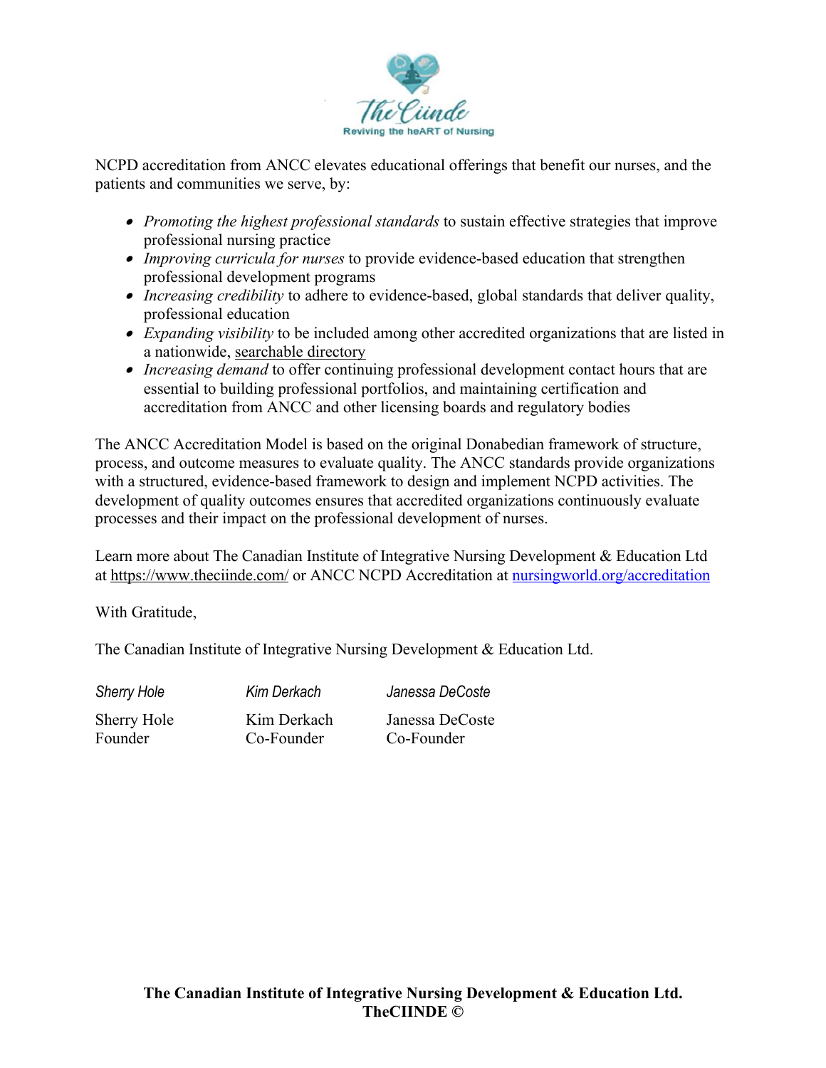NCPD accreditation from ANCC elevates educational offerings that benefit our nurses, and the patients and communities we serve, by:

- *Promoting the highest professional standards* to sustain effective strategies that improve professional nursing practice
- *Improving curricula for nurses* to provide evidence-based education that strengthen professional development programs
- *Increasing credibility* to adhere to evidence-based, global standards that deliver quality, professional education
- *Expanding visibility* to be included among other accredited organizations that are listed in a nationwide, searchable directory
- *Increasing demand* to offer continuing professional development contact hours that are essential to building professional portfolios, and maintaining certification and accreditation from ANCC and other licensing boards and regulatory bodies

The ANCC Accreditation Model is based on the original Donabedian framework of structure, process, and outcome measures to evaluate quality. The ANCC standards provide organizations with a structured, evidence-based framework to design and implement NCPD activities. The development of quality outcomes ensures that accredited organizations continuously evaluate processes and their impact on the professional development of nurses.

Learn more about The Canadian Institute of Integrative Nursing Development & Education Ltd at https://www.theciinde.com/ or ANCC NCPD Accreditation at nursingworld.org/accreditation

With Gratitude,

The Canadian Institute of Integrative Nursing Development & Education Ltd.

| | | |
|---|---|---|
| *Sherry Hole* | *Kim Derkach* | *Janessa DeCoste* |
| Sherry Hole<br>Founder | Kim Derkach<br>Co-Founder | Janessa DeCoste<br>Co-Founder |

**The Canadian Institute of Integrative Nursing Development & Education Ltd.**
**TheCIINDE ©**